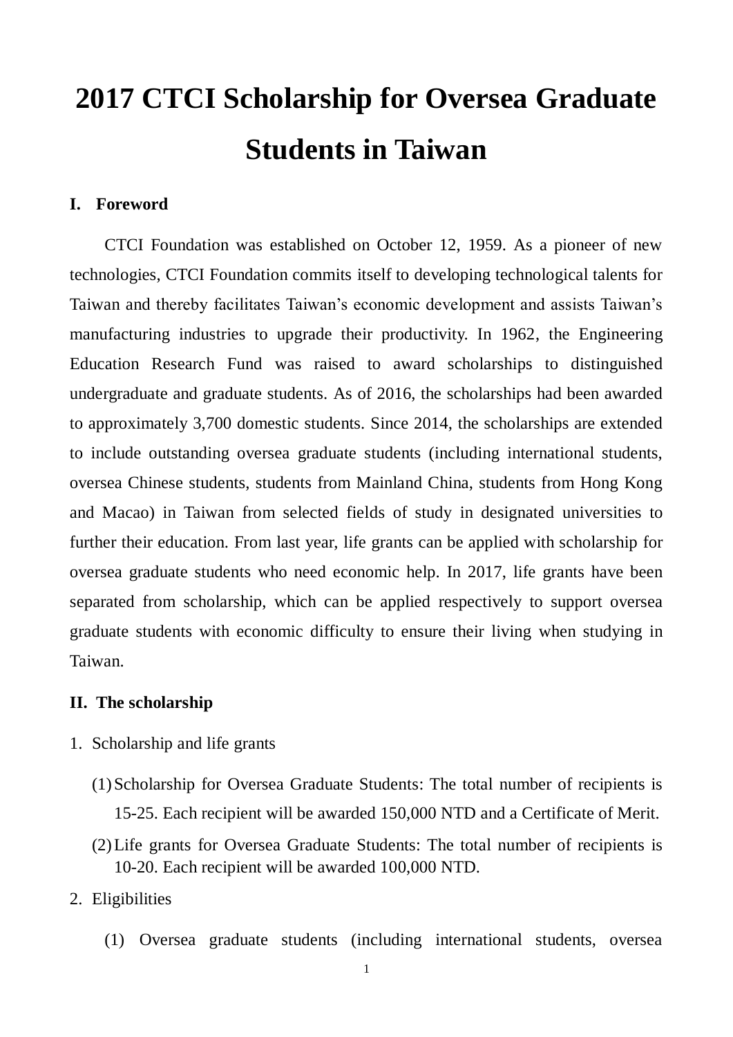# 2017 CTCI Scholarship for Oversea Graduate Students in Taiwan

## I. Foreword

CTCI Foundation was established on October 12, 1959. As a pioneer of new technologies, CTCI Foundation commits itself to developing technological talents for Taiwan and thereby facilitates Taiwan's economic development and assists Taiwan's manufacturing industries to upgrade their productivity. In 1962, the Engineering Education Research Fund was raised to award scholarships to distinguished undergraduate and graduate students. As of 2016, the scholarships had been awarded to approximately 3,700 domestic students. Since 2014, the scholarships are extended to include outstanding oversea graduate students (including international students, oversea Chinese students, students from Mainland China, students from Hong Kong and Macao) in Taiwan from selected fields of study in designated universities to further their education. From last year, life grants can be applied with scholarship for oversea graduate students who need economic help. In 2017, life grants have been separated from scholarship, which can be applied respectively to support oversea graduate students with economic difficulty to ensure their living when studying in Taiwan.

## II. The scholarship

1. Scholarship and life grants

   (1) Scholarship for Oversea Graduate Students: The total number of recipients is 15-25. Each recipient will be awarded 150,000 NTD and a Certificate of Merit.

   (2) Life grants for Oversea Graduate Students: The total number of recipients is 10-20. Each recipient will be awarded 100,000 NTD.

2. Eligibilities

   (1) Oversea graduate students (including international students, oversea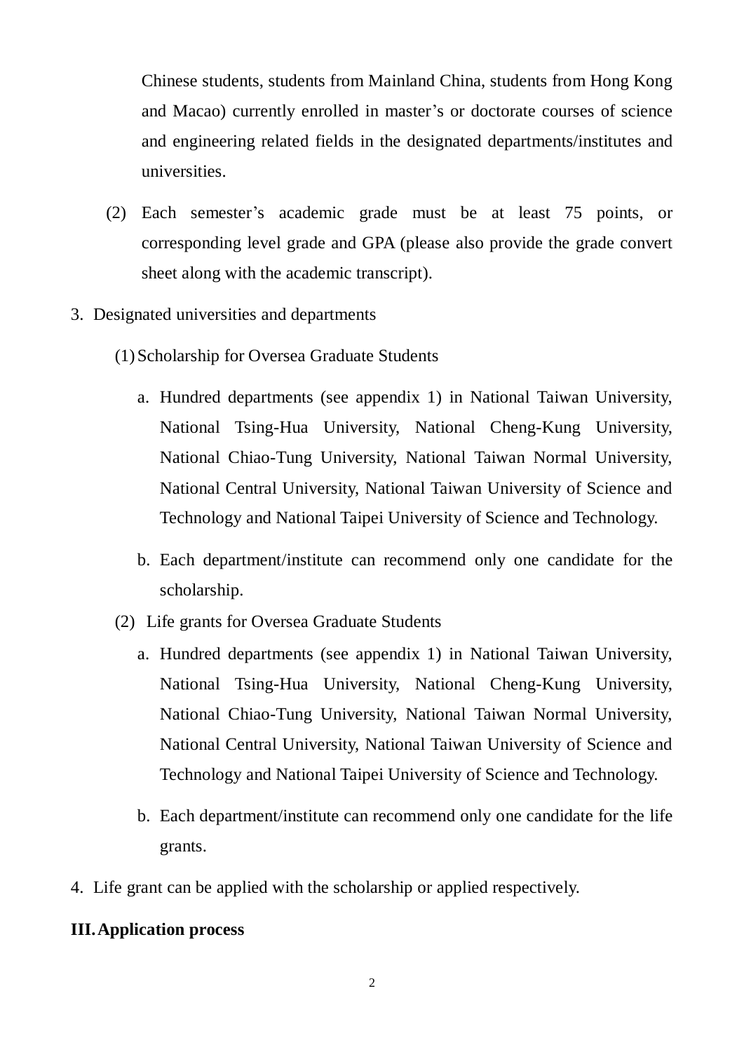Chinese students, students from Mainland China, students from Hong Kong and Macao) currently enrolled in master's or doctorate courses of science and engineering related fields in the designated departments/institutes and universities.

(2) Each semester's academic grade must be at least 75 points, or corresponding level grade and GPA (please also provide the grade convert sheet along with the academic transcript).

3. Designated universities and departments

   (1) Scholarship for Oversea Graduate Students

      a. Hundred departments (see appendix 1) in National Taiwan University, National Tsing-Hua University, National Cheng-Kung University, National Chiao-Tung University, National Taiwan Normal University, National Central University, National Taiwan University of Science and Technology and National Taipei University of Science and Technology.

      b. Each department/institute can recommend only one candidate for the scholarship.

   (2) Life grants for Oversea Graduate Students

      a. Hundred departments (see appendix 1) in National Taiwan University, National Tsing-Hua University, National Cheng-Kung University, National Chiao-Tung University, National Taiwan Normal University, National Central University, National Taiwan University of Science and Technology and National Taipei University of Science and Technology.

      b. Each department/institute can recommend only one candidate for the life grants.

4. Life grant can be applied with the scholarship or applied respectively.

## III. Application process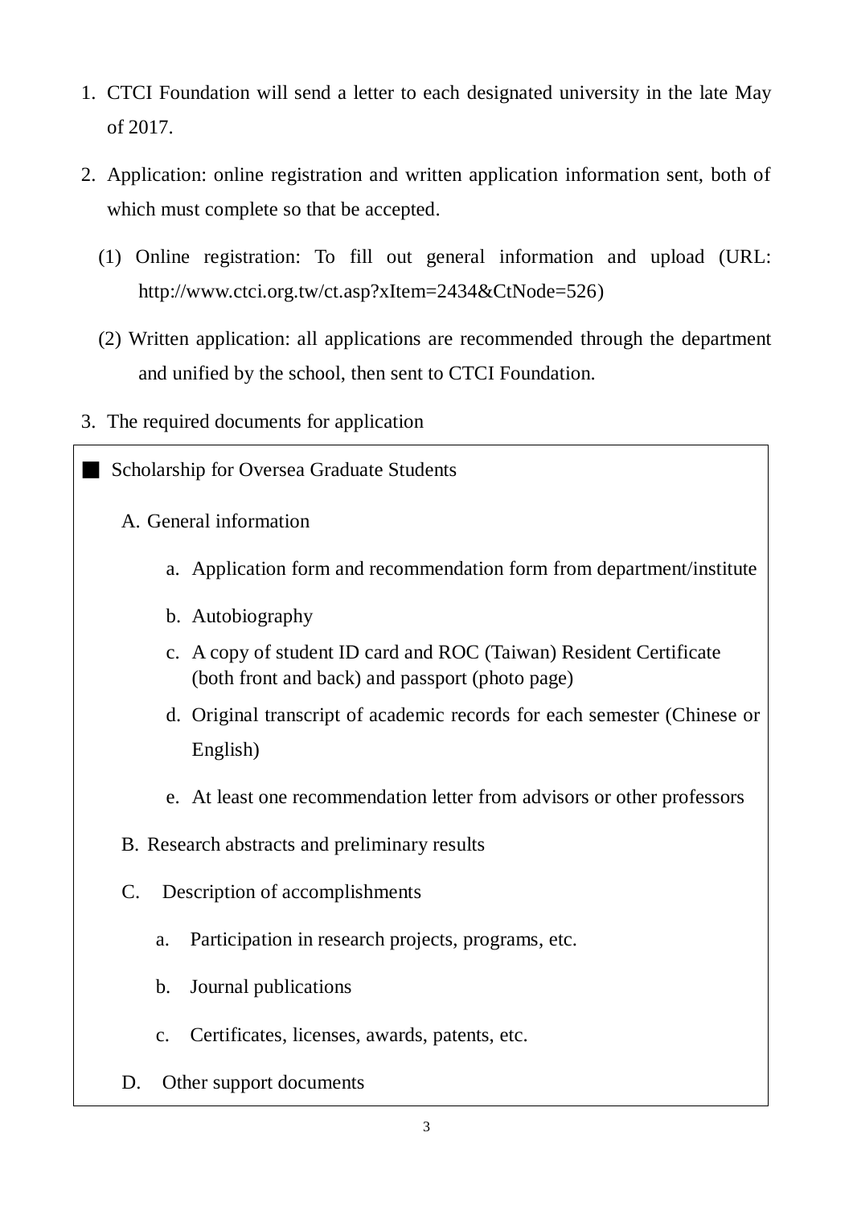1. CTCI Foundation will send a letter to each designated university in the late May of 2017.

2. Application: online registration and written application information sent, both of which must complete so that be accepted.

   (1) Online registration: To fill out general information and upload (URL: http://www.ctci.org.tw/ct.asp?xItem=2434&CtNode=526)

   (2) Written application: all applications are recommended through the department and unified by the school, then sent to CTCI Foundation.

3. The required documents for application

■ Scholarship for Oversea Graduate Students

A. General information

   a. Application form and recommendation form from department/institute

   b. Autobiography

   c. A copy of student ID card and ROC (Taiwan) Resident Certificate (both front and back) and passport (photo page)

   d. Original transcript of academic records for each semester (Chinese or English)

   e. At least one recommendation letter from advisors or other professors

B. Research abstracts and preliminary results

C. Description of accomplishments

   a. Participation in research projects, programs, etc.

   b. Journal publications

   c. Certificates, licenses, awards, patents, etc.

D. Other support documents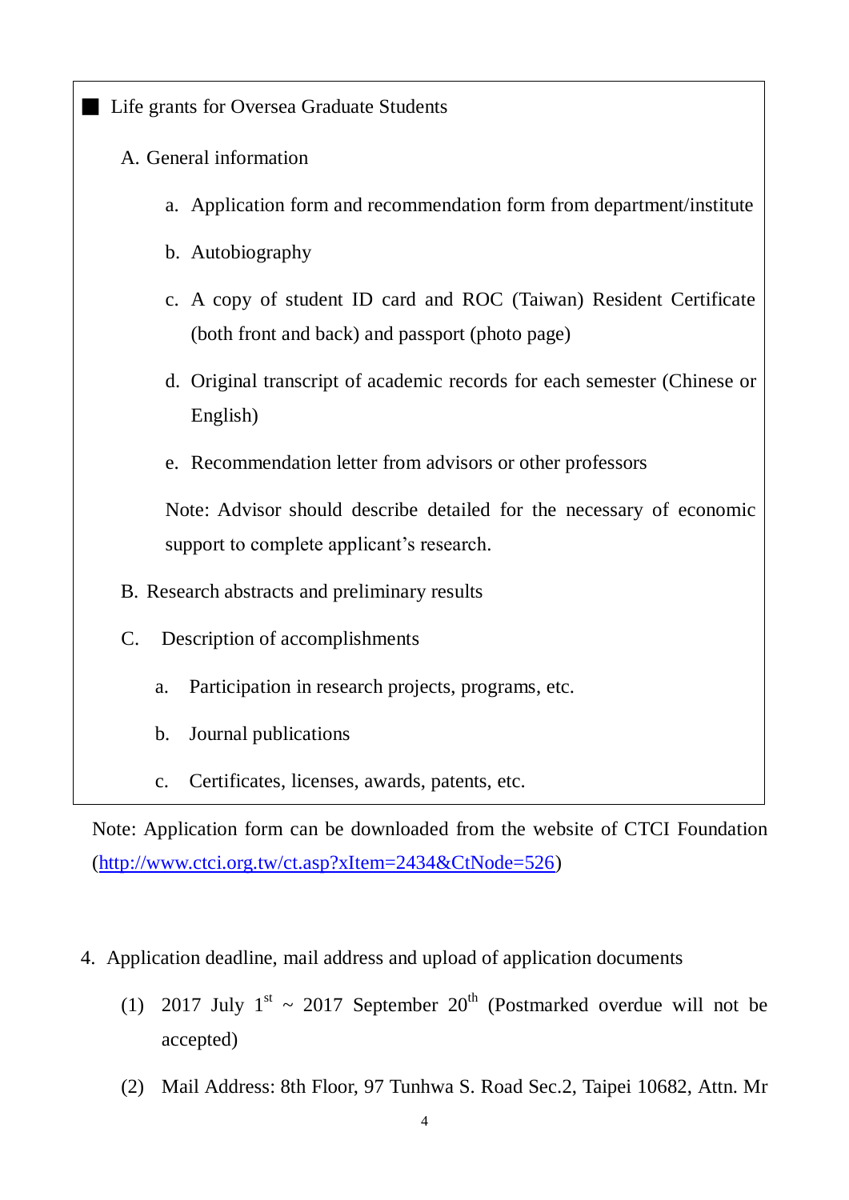■ Life grants for Oversea Graduate Students

A. General information

a. Application form and recommendation form from department/institute

b. Autobiography

c. A copy of student ID card and ROC (Taiwan) Resident Certificate (both front and back) and passport (photo page)

d. Original transcript of academic records for each semester (Chinese or English)

e. Recommendation letter from advisors or other professors

Note: Advisor should describe detailed for the necessary of economic support to complete applicant's research.

B. Research abstracts and preliminary results

C. Description of accomplishments

a. Participation in research projects, programs, etc.

b. Journal publications

c. Certificates, licenses, awards, patents, etc.

Note: Application form can be downloaded from the website of CTCI Foundation (http://www.ctci.org.tw/ct.asp?xItem=2434&CtNode=526)

4. Application deadline, mail address and upload of application documents

(1) 2017 July 1st ~ 2017 September 20th (Postmarked overdue will not be accepted)

(2) Mail Address: 8th Floor, 97 Tunhwa S. Road Sec.2, Taipei 10682, Attn. Mr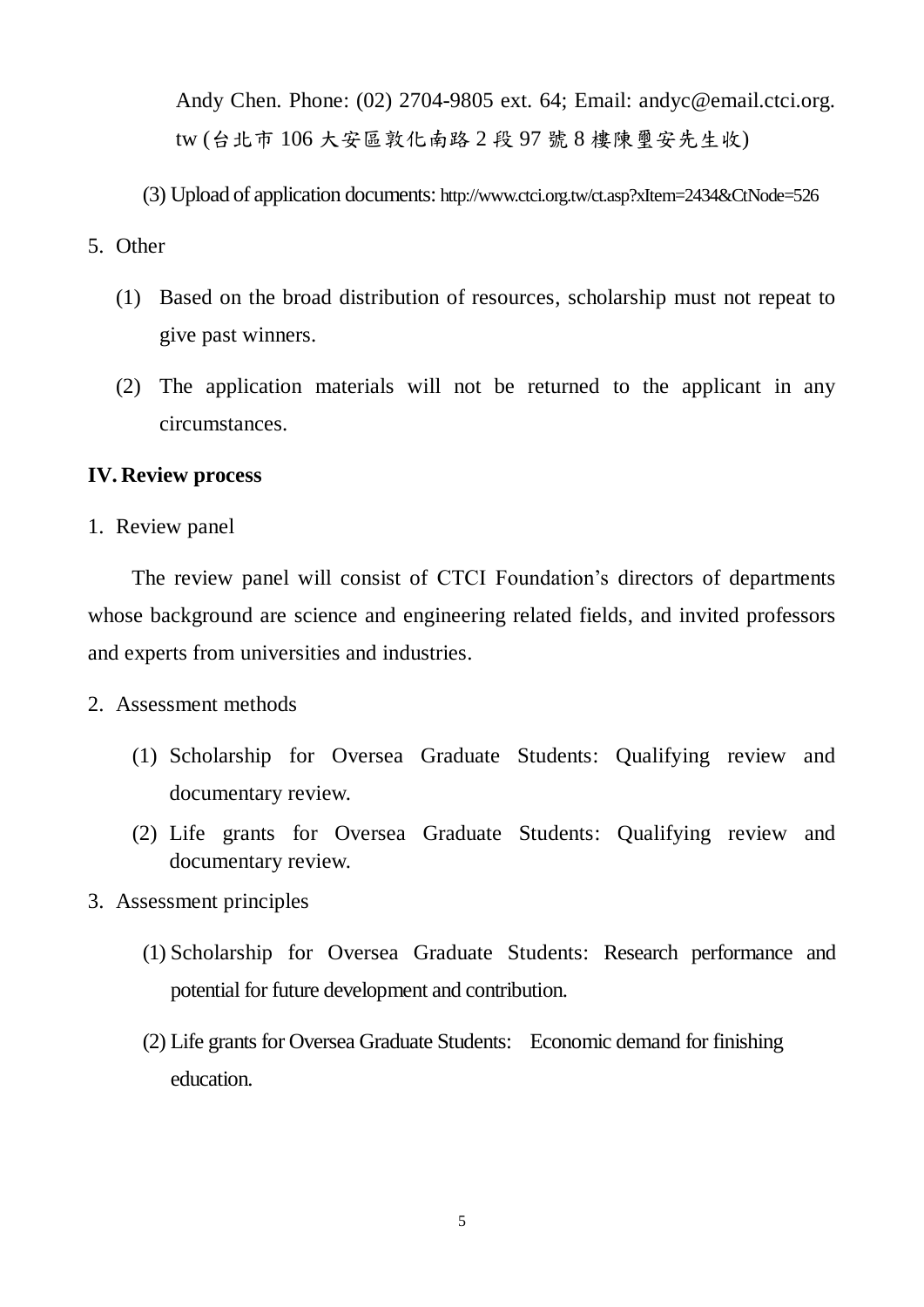Andy Chen. Phone: (02) 2704-9805 ext. 64; Email: andyc@email.ctci.org.tw (台北市 106 大安區敦化南路 2 段 97 號 8 樓陳壐安先生收)

(3) Upload of application documents: http://www.ctci.org.tw/ct.asp?xItem=2434&CtNode=526

5. Other

   (1) Based on the broad distribution of resources, scholarship must not repeat to give past winners.

   (2) The application materials will not be returned to the applicant in any circumstances.

**IV. Review process**

1. Review panel

The review panel will consist of CTCI Foundation's directors of departments whose background are science and engineering related fields, and invited professors and experts from universities and industries.

2. Assessment methods

   (1) Scholarship for Oversea Graduate Students: Qualifying review and documentary review.

   (2) Life grants for Oversea Graduate Students: Qualifying review and documentary review.

3. Assessment principles

   (1) Scholarship for Oversea Graduate Students: Research performance and potential for future development and contribution.

   (2) Life grants for Oversea Graduate Students: Economic demand for finishing education.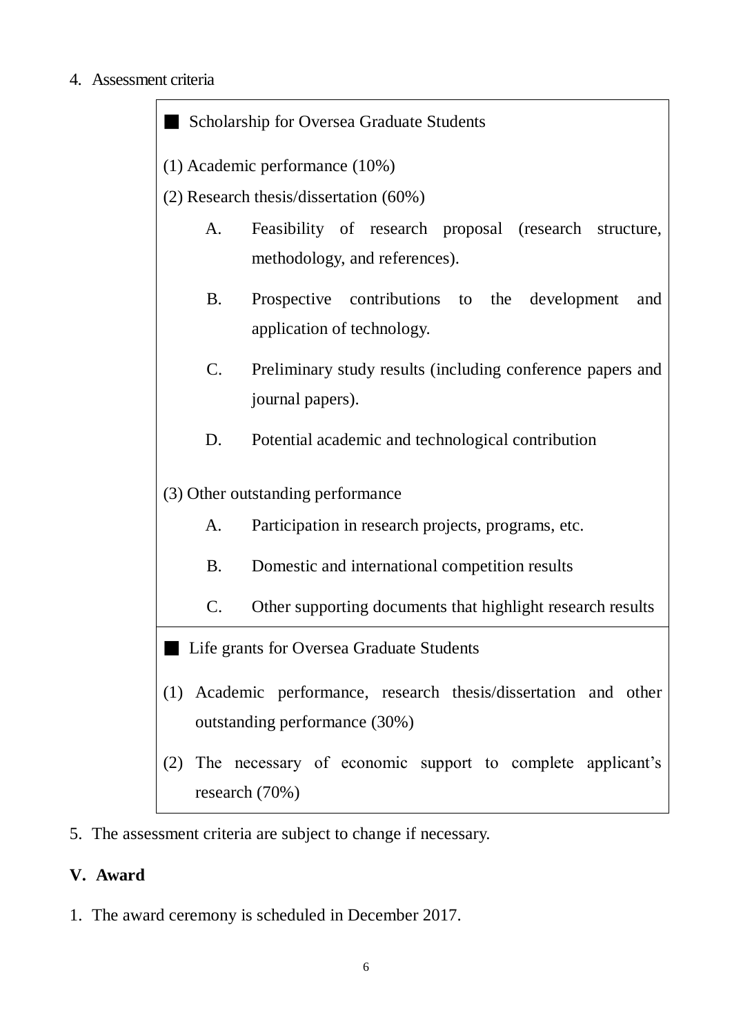4. Assessment criteria

■ Scholarship for Oversea Graduate Students

(1) Academic performance (10%)

(2) Research thesis/dissertation (60%)

   A. Feasibility of research proposal (research structure, methodology, and references).

   B. Prospective contributions to the development and application of technology.

   C. Preliminary study results (including conference papers and journal papers).

   D. Potential academic and technological contribution

(3) Other outstanding performance

   A. Participation in research projects, programs, etc.

   B. Domestic and international competition results

   C. Other supporting documents that highlight research results

■ Life grants for Oversea Graduate Students

(1) Academic performance, research thesis/dissertation and other outstanding performance (30%)

(2) The necessary of economic support to complete applicant's research (70%)

5. The assessment criteria are subject to change if necessary.

## V. Award

1. The award ceremony is scheduled in December 2017.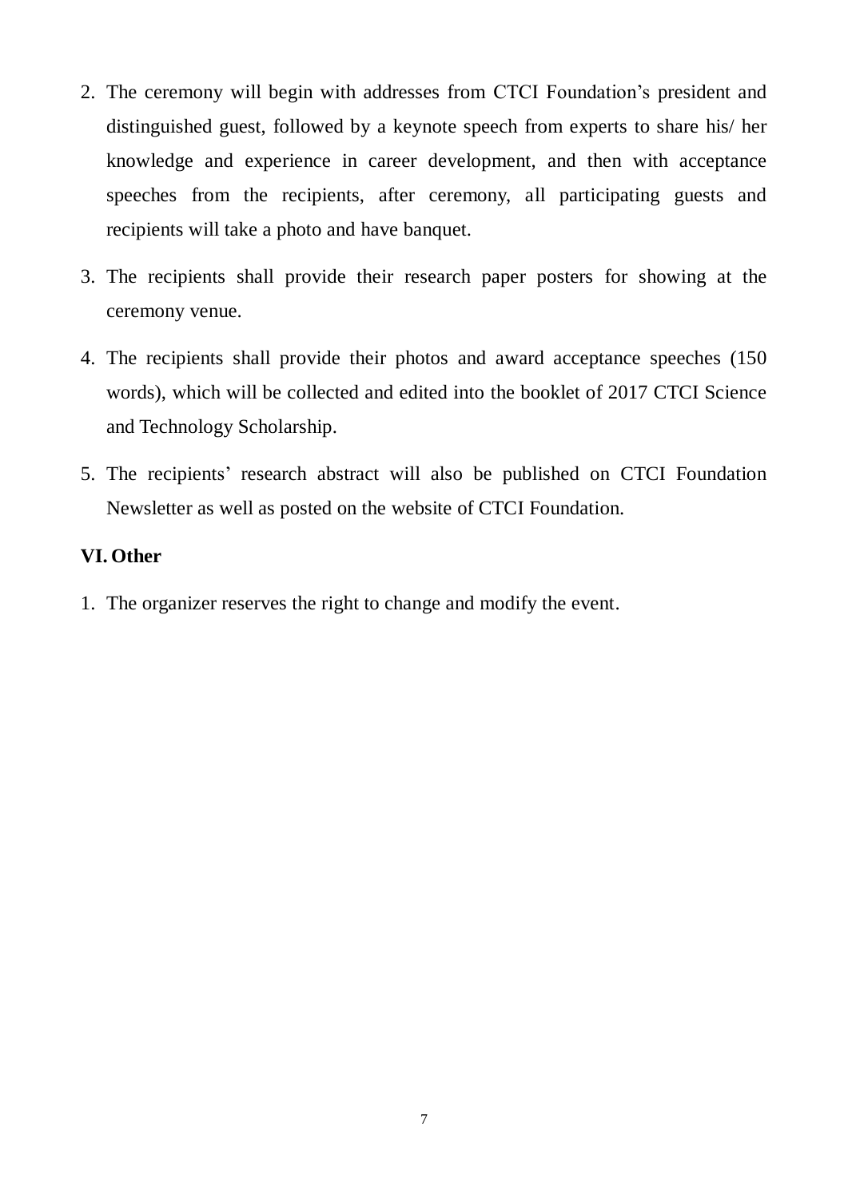2. The ceremony will begin with addresses from CTCI Foundation's president and distinguished guest, followed by a keynote speech from experts to share his/ her knowledge and experience in career development, and then with acceptance speeches from the recipients, after ceremony, all participating guests and recipients will take a photo and have banquet.
3. The recipients shall provide their research paper posters for showing at the ceremony venue.
4. The recipients shall provide their photos and award acceptance speeches (150 words), which will be collected and edited into the booklet of 2017 CTCI Science and Technology Scholarship.
5. The recipients' research abstract will also be published on CTCI Foundation Newsletter as well as posted on the website of CTCI Foundation.

## VI. Other

1. The organizer reserves the right to change and modify the event.